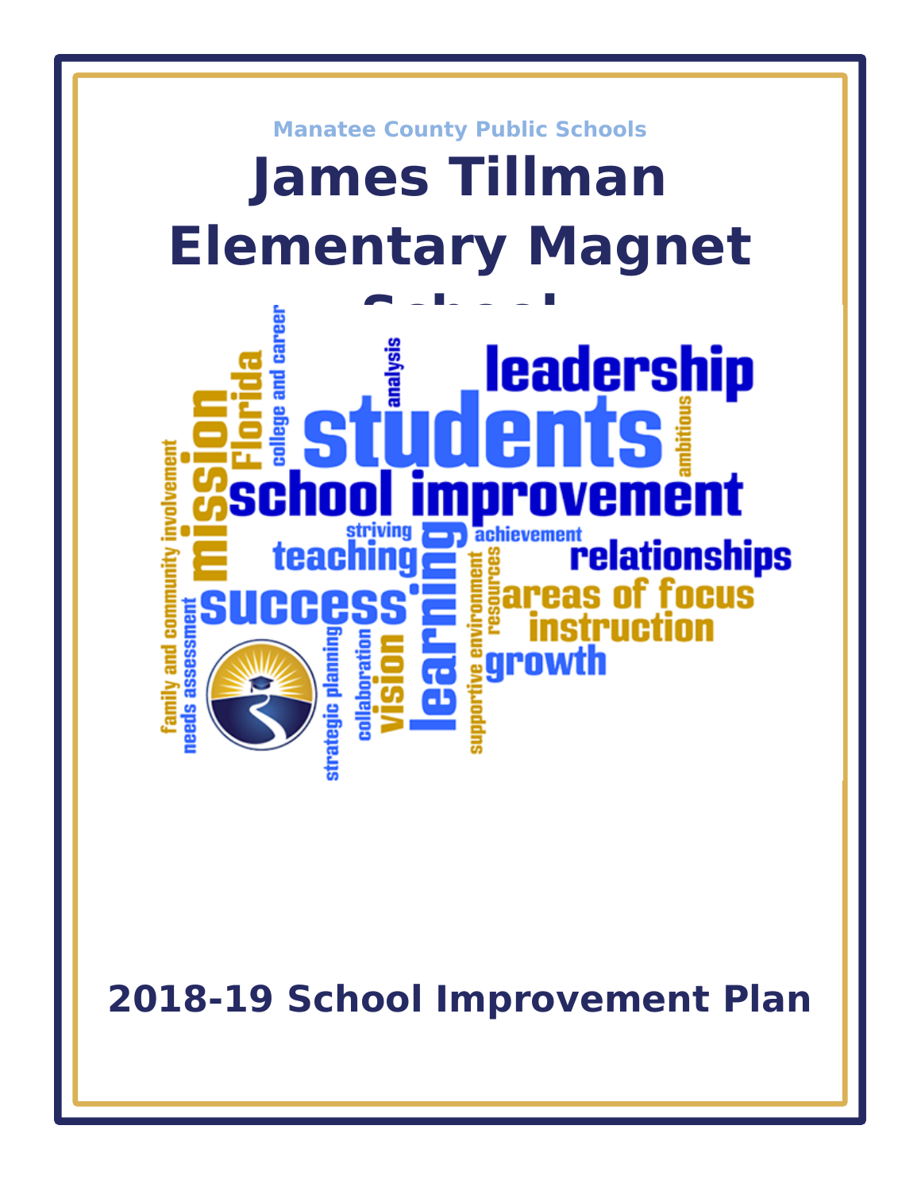Manatee County Public Schools

# James Tillman Elementary Magnet School

## 2018-19 School Improvement Plan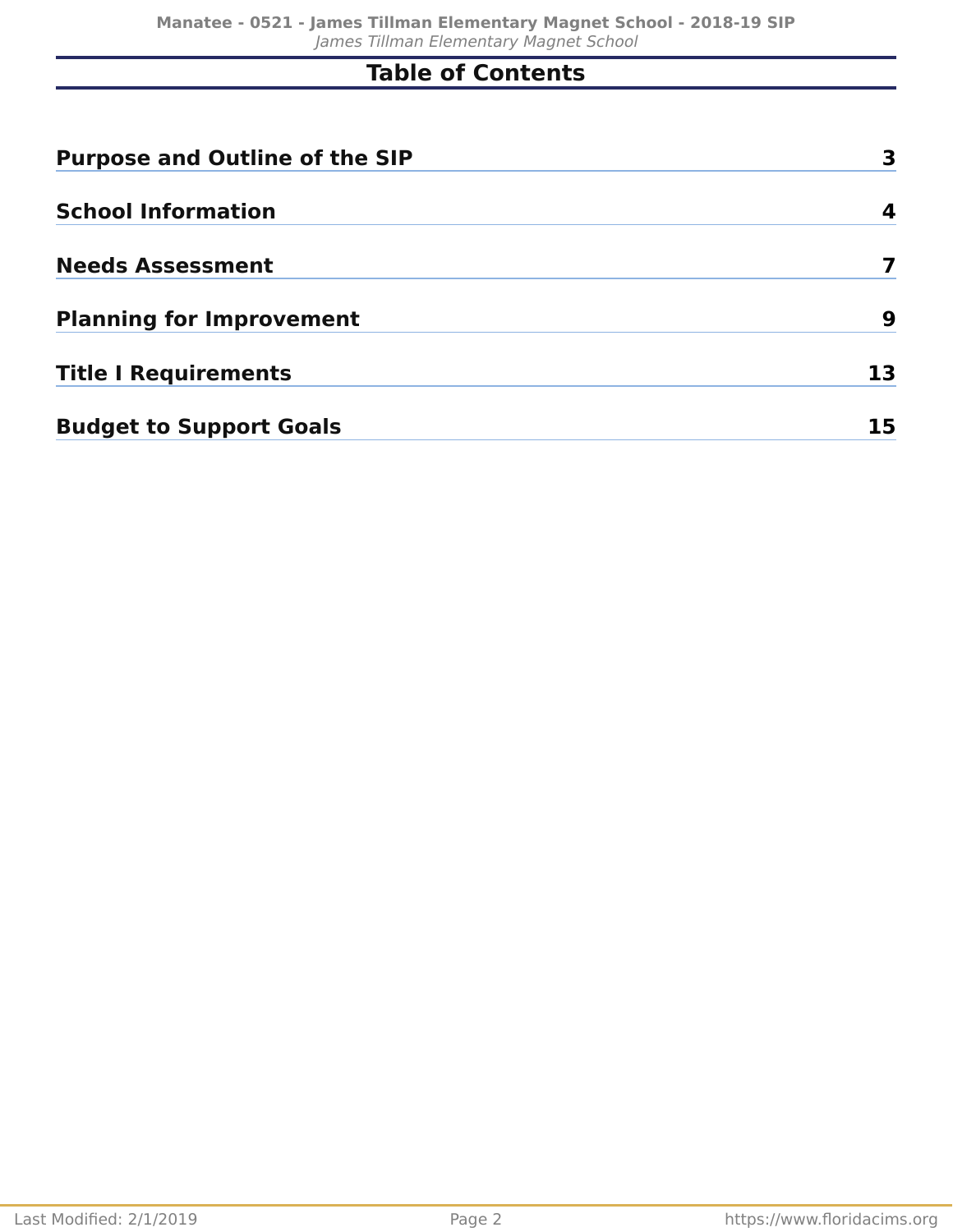# Table of Contents

| | |
|---|---|
| **Purpose and Outline of the SIP** | **3** |
| **School Information** | **4** |
| **Needs Assessment** | **7** |
| **Planning for Improvement** | **9** |
| **Title I Requirements** | **13** |
| **Budget to Support Goals** | **15** |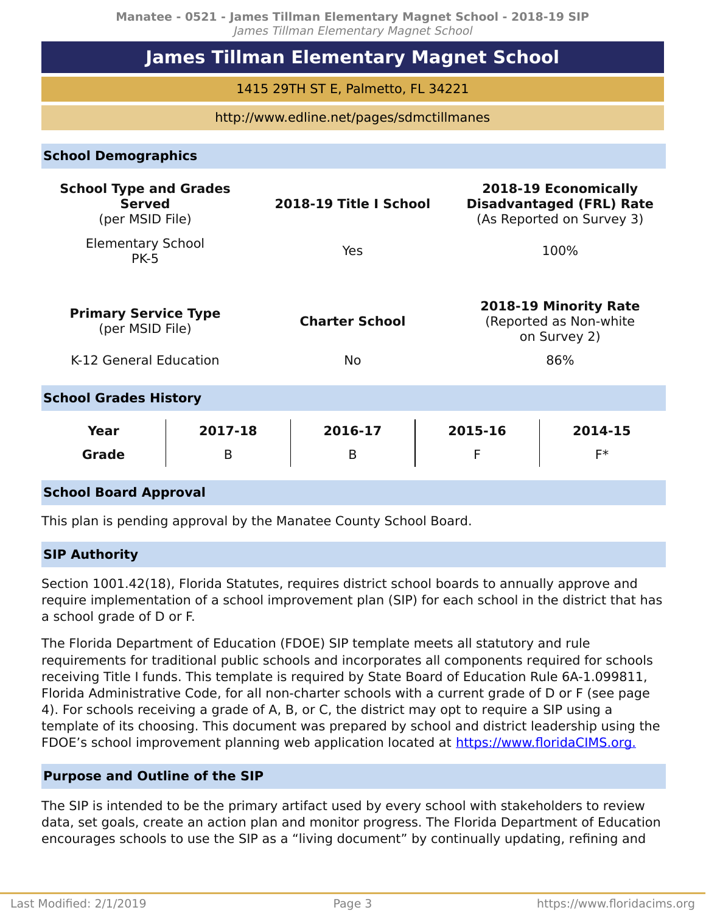# James Tillman Elementary Magnet School

1415 29TH ST E, Palmetto, FL 34221

http://www.edline.net/pages/sdmctillmanes

## School Demographics

| School Type and Grades Served (per MSID File) | 2018-19 Title I School | 2018-19 Economically Disadvantaged (FRL) Rate (As Reported on Survey 3) |
|---|---|---|
| Elementary School PK-5 | Yes | 100% |

| Primary Service Type (per MSID File) | Charter School | 2018-19 Minority Rate (Reported as Non-white on Survey 2) |
|---|---|---|
| K-12 General Education | No | 86% |

## School Grades History

| Year | 2017-18 | 2016-17 | 2015-16 | 2014-15 |
|---|---|---|---|---|
| Grade | B | B | F | F* |

## School Board Approval

This plan is pending approval by the Manatee County School Board.

## SIP Authority

Section 1001.42(18), Florida Statutes, requires district school boards to annually approve and require implementation of a school improvement plan (SIP) for each school in the district that has a school grade of D or F.

The Florida Department of Education (FDOE) SIP template meets all statutory and rule requirements for traditional public schools and incorporates all components required for schools receiving Title I funds. This template is required by State Board of Education Rule 6A-1.099811, Florida Administrative Code, for all non-charter schools with a current grade of D or F (see page 4). For schools receiving a grade of A, B, or C, the district may opt to require a SIP using a template of its choosing. This document was prepared by school and district leadership using the FDOE's school improvement planning web application located at https://www.floridaCIMS.org.

## Purpose and Outline of the SIP

The SIP is intended to be the primary artifact used by every school with stakeholders to review data, set goals, create an action plan and monitor progress. The Florida Department of Education encourages schools to use the SIP as a "living document" by continually updating, refining and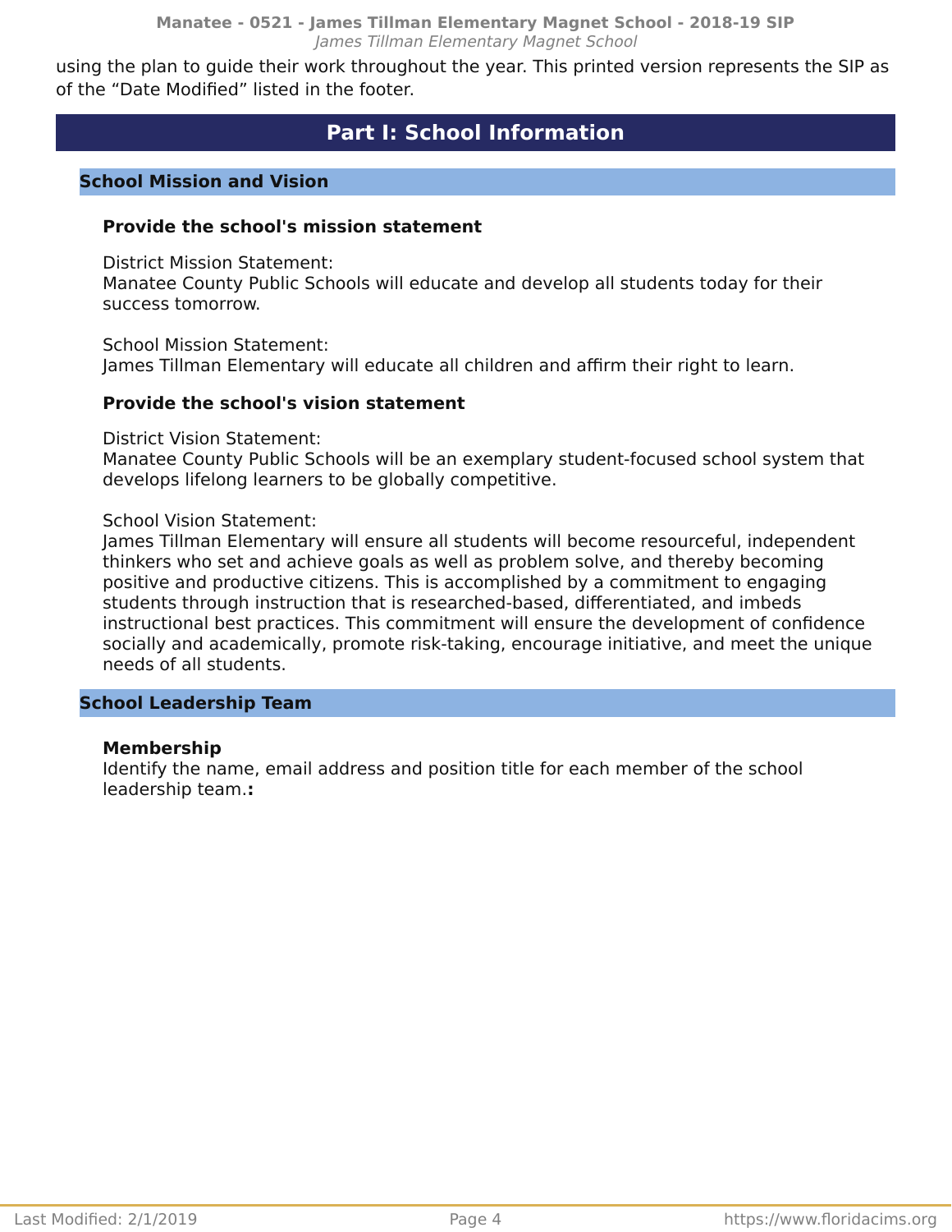using the plan to guide their work throughout the year. This printed version represents the SIP as of the “Date Modified” listed in the footer.

# Part I: School Information

## School Mission and Vision

### Provide the school's mission statement

District Mission Statement:
Manatee County Public Schools will educate and develop all students today for their success tomorrow.

School Mission Statement:
James Tillman Elementary will educate all children and affirm their right to learn.

### Provide the school's vision statement

District Vision Statement:
Manatee County Public Schools will be an exemplary student-focused school system that develops lifelong learners to be globally competitive.

School Vision Statement:
James Tillman Elementary will ensure all students will become resourceful, independent thinkers who set and achieve goals as well as problem solve, and thereby becoming positive and productive citizens. This is accomplished by a commitment to engaging students through instruction that is researched-based, differentiated, and imbeds instructional best practices. This commitment will ensure the development of confidence socially and academically, promote risk-taking, encourage initiative, and meet the unique needs of all students.

## School Leadership Team

### Membership

Identify the name, email address and position title for each member of the school leadership team.**:**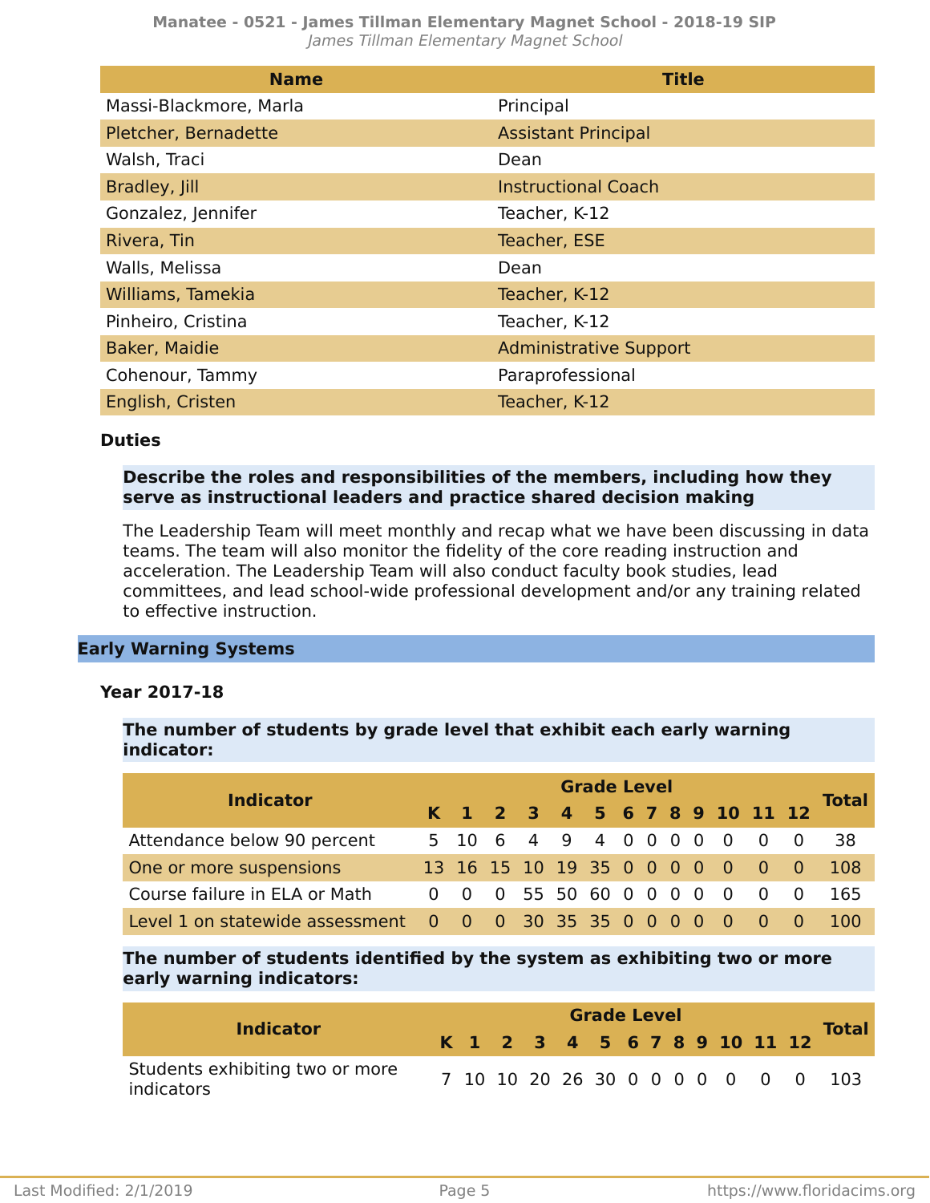| Name | Title |
|---|---|
| Massi-Blackmore, Marla | Principal |
| Pletcher, Bernadette | Assistant Principal |
| Walsh, Traci | Dean |
| Bradley, Jill | Instructional Coach |
| Gonzalez, Jennifer | Teacher, K-12 |
| Rivera, Tin | Teacher, ESE |
| Walls, Melissa | Dean |
| Williams, Tamekia | Teacher, K-12 |
| Pinheiro, Cristina | Teacher, K-12 |
| Baker, Maidie | Administrative Support |
| Cohenour, Tammy | Paraprofessional |
| English, Cristen | Teacher, K-12 |

### Duties

**Describe the roles and responsibilities of the members, including how they serve as instructional leaders and practice shared decision making**

The Leadership Team will meet monthly and recap what we have been discussing in data teams. The team will also monitor the fidelity of the core reading instruction and acceleration. The Leadership Team will also conduct faculty book studies, lead committees, and lead school-wide professional development and/or any training related to effective instruction.

## Early Warning Systems

### Year 2017-18

**The number of students by grade level that exhibit each early warning indicator:**

| Indicator | Grade Level | | | | | | | | | | | | | Total |
|---|---|---|---|---|---|---|---|---|---|---|---|---|---|---|
| | K | 1 | 2 | 3 | 4 | 5 | 6 | 7 | 8 | 9 | 10 | 11 | 12 | |
| Attendance below 90 percent | 5 | 10 | 6 | 4 | 9 | 4 | 0 | 0 | 0 | 0 | 0 | 0 | 0 | 38 |
| One or more suspensions | 13 | 16 | 15 | 10 | 19 | 35 | 0 | 0 | 0 | 0 | 0 | 0 | 0 | 108 |
| Course failure in ELA or Math | 0 | 0 | 0 | 55 | 50 | 60 | 0 | 0 | 0 | 0 | 0 | 0 | 0 | 165 |
| Level 1 on statewide assessment | 0 | 0 | 0 | 30 | 35 | 35 | 0 | 0 | 0 | 0 | 0 | 0 | 0 | 100 |

**The number of students identified by the system as exhibiting two or more early warning indicators:**

| Indicator | Grade Level | | | | | | | | | | | | | Total |
|---|---|---|---|---|---|---|---|---|---|---|---|---|---|---|
| | K | 1 | 2 | 3 | 4 | 5 | 6 | 7 | 8 | 9 | 10 | 11 | 12 | |
| Students exhibiting two or more indicators | 7 | 10 | 10 | 20 | 26 | 30 | 0 | 0 | 0 | 0 | 0 | 0 | 0 | 103 |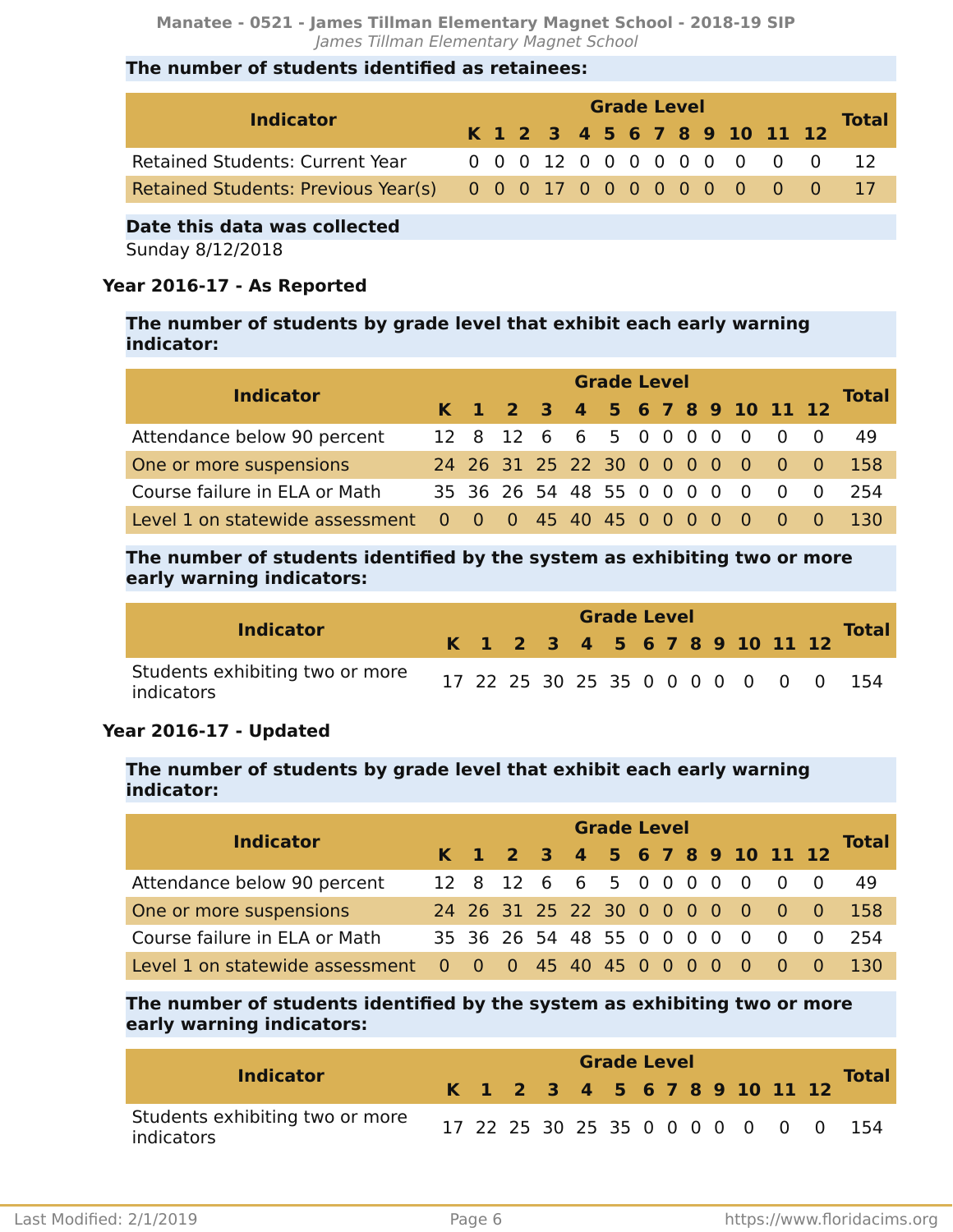### The number of students identified as retainees:

| Indicator | Grade Level | | | | | | | | | | | | | Total |
|---|---|---|---|---|---|---|---|---|---|---|---|---|---|---|
| | K | 1 | 2 | 3 | 4 | 5 | 6 | 7 | 8 | 9 | 10 | 11 | 12 | |
| Retained Students: Current Year | 0 | 0 | 0 | 12 | 0 | 0 | 0 | 0 | 0 | 0 | 0 | 0 | 0 | 12 |
| Retained Students: Previous Year(s) | 0 | 0 | 0 | 17 | 0 | 0 | 0 | 0 | 0 | 0 | 0 | 0 | 0 | 17 |

### Date this data was collected

Sunday 8/12/2018

## Year 2016-17 - As Reported

### The number of students by grade level that exhibit each early warning indicator:

| Indicator | Grade Level | | | | | | | | | | | | | Total |
|---|---|---|---|---|---|---|---|---|---|---|---|---|---|---|
| | K | 1 | 2 | 3 | 4 | 5 | 6 | 7 | 8 | 9 | 10 | 11 | 12 | |
| Attendance below 90 percent | 12 | 8 | 12 | 6 | 6 | 5 | 0 | 0 | 0 | 0 | 0 | 0 | 0 | 49 |
| One or more suspensions | 24 | 26 | 31 | 25 | 22 | 30 | 0 | 0 | 0 | 0 | 0 | 0 | 0 | 158 |
| Course failure in ELA or Math | 35 | 36 | 26 | 54 | 48 | 55 | 0 | 0 | 0 | 0 | 0 | 0 | 0 | 254 |
| Level 1 on statewide assessment | 0 | 0 | 0 | 45 | 40 | 45 | 0 | 0 | 0 | 0 | 0 | 0 | 0 | 130 |

### The number of students identified by the system as exhibiting two or more early warning indicators:

| Indicator | Grade Level | | | | | | | | | | | | | Total |
|---|---|---|---|---|---|---|---|---|---|---|---|---|---|---|
| | K | 1 | 2 | 3 | 4 | 5 | 6 | 7 | 8 | 9 | 10 | 11 | 12 | |
| Students exhibiting two or more indicators | 17 | 22 | 25 | 30 | 25 | 35 | 0 | 0 | 0 | 0 | 0 | 0 | 0 | 154 |

## Year 2016-17 - Updated

### The number of students by grade level that exhibit each early warning indicator:

| Indicator | Grade Level | | | | | | | | | | | | | Total |
|---|---|---|---|---|---|---|---|---|---|---|---|---|---|---|
| | K | 1 | 2 | 3 | 4 | 5 | 6 | 7 | 8 | 9 | 10 | 11 | 12 | |
| Attendance below 90 percent | 12 | 8 | 12 | 6 | 6 | 5 | 0 | 0 | 0 | 0 | 0 | 0 | 0 | 49 |
| One or more suspensions | 24 | 26 | 31 | 25 | 22 | 30 | 0 | 0 | 0 | 0 | 0 | 0 | 0 | 158 |
| Course failure in ELA or Math | 35 | 36 | 26 | 54 | 48 | 55 | 0 | 0 | 0 | 0 | 0 | 0 | 0 | 254 |
| Level 1 on statewide assessment | 0 | 0 | 0 | 45 | 40 | 45 | 0 | 0 | 0 | 0 | 0 | 0 | 0 | 130 |

### The number of students identified by the system as exhibiting two or more early warning indicators:

| Indicator | Grade Level | | | | | | | | | | | | | Total |
|---|---|---|---|---|---|---|---|---|---|---|---|---|---|---|
| | K | 1 | 2 | 3 | 4 | 5 | 6 | 7 | 8 | 9 | 10 | 11 | 12 | |
| Students exhibiting two or more indicators | 17 | 22 | 25 | 30 | 25 | 35 | 0 | 0 | 0 | 0 | 0 | 0 | 0 | 154 |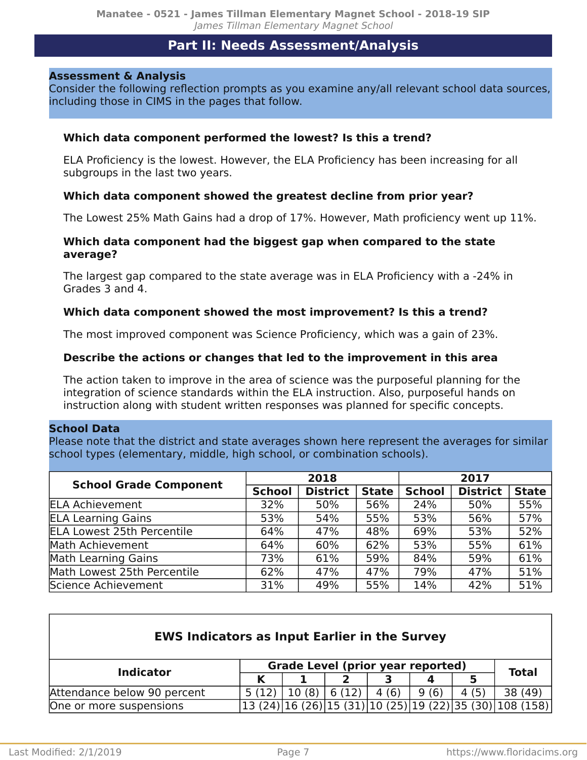## Part II: Needs Assessment/Analysis

**Assessment & Analysis**

Consider the following reflection prompts as you examine any/all relevant school data sources, including those in CIMS in the pages that follow.

**Which data component performed the lowest? Is this a trend?**

ELA Proficiency is the lowest. However, the ELA Proficiency has been increasing for all subgroups in the last two years.

**Which data component showed the greatest decline from prior year?**

The Lowest 25% Math Gains had a drop of 17%. However, Math proficiency went up 11%.

**Which data component had the biggest gap when compared to the state average?**

The largest gap compared to the state average was in ELA Proficiency with a -24% in Grades 3 and 4.

**Which data component showed the most improvement? Is this a trend?**

The most improved component was Science Proficiency, which was a gain of 23%.

**Describe the actions or changes that led to the improvement in this area**

The action taken to improve in the area of science was the purposeful planning for the integration of science standards within the ELA instruction. Also, purposeful hands on instruction along with student written responses was planned for specific concepts.

**School Data**

Please note that the district and state averages shown here represent the averages for similar school types (elementary, middle, high school, or combination schools).

| School Grade Component | 2018 | | | 2017 | | |
|---|---|---|---|---|---|---|
| | School | District | State | School | District | State |
| ELA Achievement | 32% | 50% | 56% | 24% | 50% | 55% |
| ELA Learning Gains | 53% | 54% | 55% | 53% | 56% | 57% |
| ELA Lowest 25th Percentile | 64% | 47% | 48% | 69% | 53% | 52% |
| Math Achievement | 64% | 60% | 62% | 53% | 55% | 61% |
| Math Learning Gains | 73% | 61% | 59% | 84% | 59% | 61% |
| Math Lowest 25th Percentile | 62% | 47% | 47% | 79% | 47% | 51% |
| Science Achievement | 31% | 49% | 55% | 14% | 42% | 51% |

**EWS Indicators as Input Earlier in the Survey**

| Indicator | Grade Level (prior year reported) | | | | | | Total |
|---|---|---|---|---|---|---|---|
| | K | 1 | 2 | 3 | 4 | 5 | |
| Attendance below 90 percent | 5 (12) | 10 (8) | 6 (12) | 4 (6) | 9 (6) | 4 (5) | 38 (49) |
| One or more suspensions | 13 (24) | 16 (26) | 15 (31) | 10 (25) | 19 (22) | 35 (30) | 108 (158) |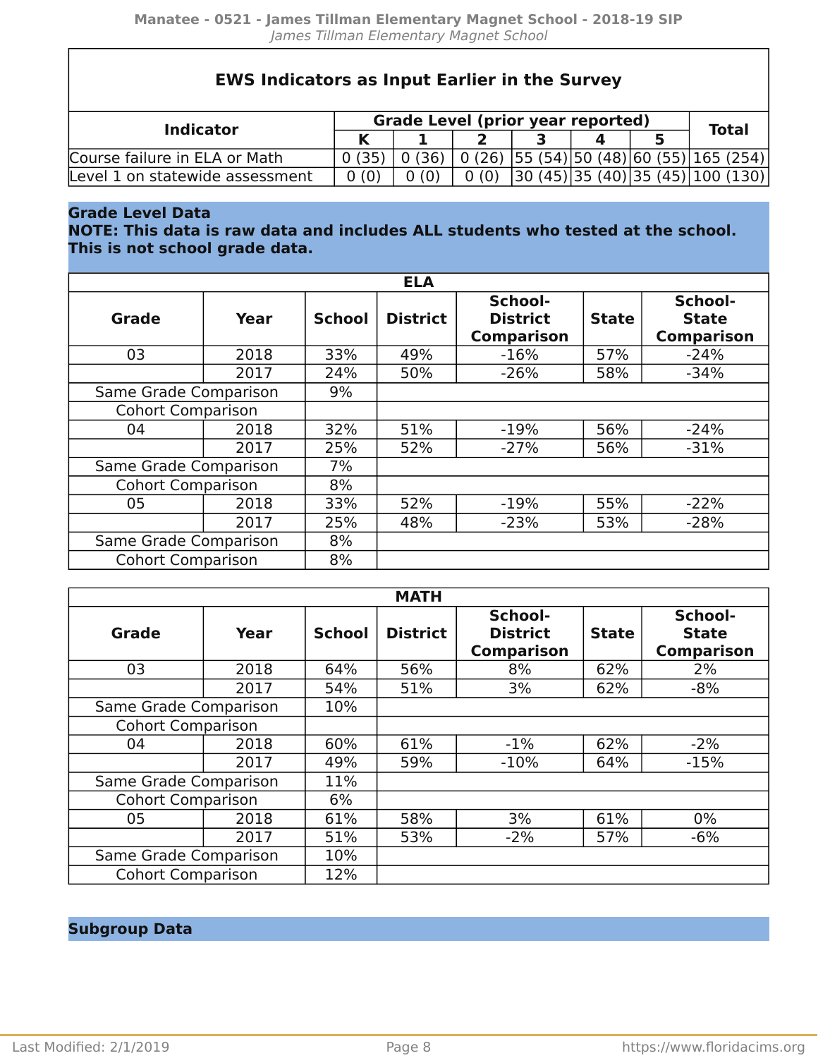### EWS Indicators as Input Earlier in the Survey

| Indicator | Grade Level (prior year reported) | | | | | | Total |
|---|---|---|---|---|---|---|---|
| | K | 1 | 2 | 3 | 4 | 5 | |
| Course failure in ELA or Math | 0 (35) | 0 (36) | 0 (26) | 55 (54) | 50 (48) | 60 (55) | 165 (254) |
| Level 1 on statewide assessment | 0 (0) | 0 (0) | 0 (0) | 30 (45) | 35 (40) | 35 (45) | 100 (130) |

## Grade Level Data

**NOTE: This data is raw data and includes ALL students who tested at the school. This is not school grade data.**

**ELA**

| Grade | Year | School | District | School-District Comparison | State | School-State Comparison |
|---|---|---|---|---|---|---|
| 03 | 2018 | 33% | 49% | -16% | 57% | -24% |
| | 2017 | 24% | 50% | -26% | 58% | -34% |
| Same Grade Comparison | | 9% | | | | |
| Cohort Comparison | | | | | | |
| 04 | 2018 | 32% | 51% | -19% | 56% | -24% |
| | 2017 | 25% | 52% | -27% | 56% | -31% |
| Same Grade Comparison | | 7% | | | | |
| Cohort Comparison | | 8% | | | | |
| 05 | 2018 | 33% | 52% | -19% | 55% | -22% |
| | 2017 | 25% | 48% | -23% | 53% | -28% |
| Same Grade Comparison | | 8% | | | | |
| Cohort Comparison | | 8% | | | | |

**MATH**

| Grade | Year | School | District | School-District Comparison | State | School-State Comparison |
|---|---|---|---|---|---|---|
| 03 | 2018 | 64% | 56% | 8% | 62% | 2% |
| | 2017 | 54% | 51% | 3% | 62% | -8% |
| Same Grade Comparison | | 10% | | | | |
| Cohort Comparison | | | | | | |
| 04 | 2018 | 60% | 61% | -1% | 62% | -2% |
| | 2017 | 49% | 59% | -10% | 64% | -15% |
| Same Grade Comparison | | 11% | | | | |
| Cohort Comparison | | 6% | | | | |
| 05 | 2018 | 61% | 58% | 3% | 61% | 0% |
| | 2017 | 51% | 53% | -2% | 57% | -6% |
| Same Grade Comparison | | 10% | | | | |
| Cohort Comparison | | 12% | | | | |

## Subgroup Data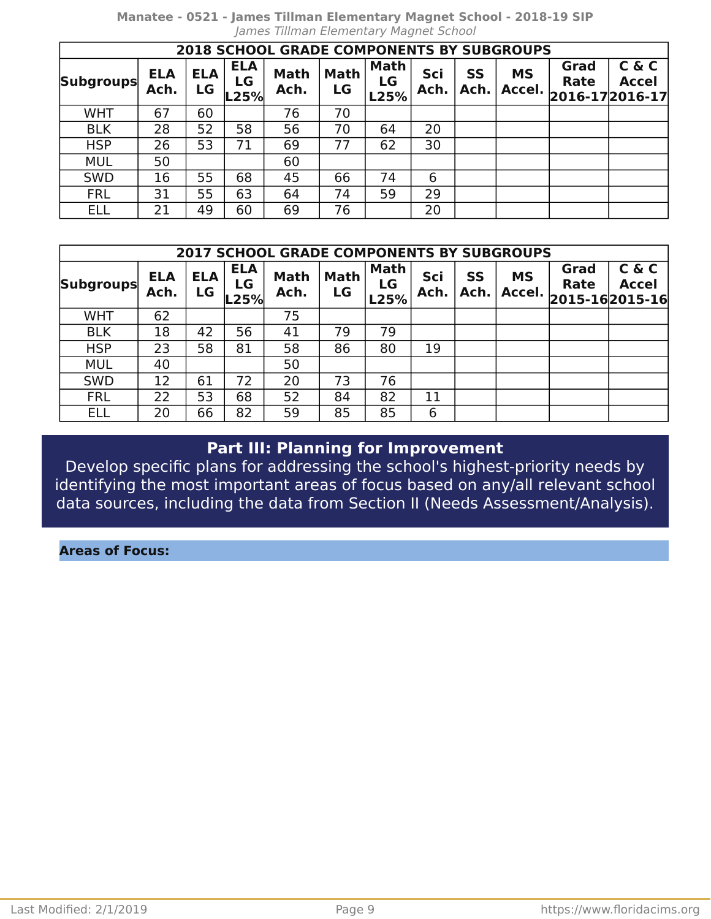| 2018 SCHOOL GRADE COMPONENTS BY SUBGROUPS | | | | | | | | | | | |
|---|---|---|---|---|---|---|---|---|---|---|---|
| Subgroups | ELA Ach. | ELA LG | ELA LG L25% | Math Ach. | Math LG | Math LG L25% | Sci Ach. | SS Ach. | MS Accel. | Grad Rate 2016-17 | C & C Accel 2016-17 |
| WHT | 67 | 60 | | 76 | 70 | | | | | | |
| BLK | 28 | 52 | 58 | 56 | 70 | 64 | 20 | | | | |
| HSP | 26 | 53 | 71 | 69 | 77 | 62 | 30 | | | | |
| MUL | 50 | | | 60 | | | | | | | |
| SWD | 16 | 55 | 68 | 45 | 66 | 74 | 6 | | | | |
| FRL | 31 | 55 | 63 | 64 | 74 | 59 | 29 | | | | |
| ELL | 21 | 49 | 60 | 69 | 76 | | 20 | | | | |

| 2017 SCHOOL GRADE COMPONENTS BY SUBGROUPS | | | | | | | | | | | |
|---|---|---|---|---|---|---|---|---|---|---|---|
| Subgroups | ELA Ach. | ELA LG | ELA LG L25% | Math Ach. | Math LG | Math LG L25% | Sci Ach. | SS Ach. | MS Accel. | Grad Rate 2015-16 | C & C Accel 2015-16 |
| WHT | 62 | | | 75 | | | | | | | |
| BLK | 18 | 42 | 56 | 41 | 79 | 79 | | | | | |
| HSP | 23 | 58 | 81 | 58 | 86 | 80 | 19 | | | | |
| MUL | 40 | | | 50 | | | | | | | |
| SWD | 12 | 61 | 72 | 20 | 73 | 76 | | | | | |
| FRL | 22 | 53 | 68 | 52 | 84 | 82 | 11 | | | | |
| ELL | 20 | 66 | 82 | 59 | 85 | 85 | 6 | | | | |

## Part III: Planning for Improvement

Develop specific plans for addressing the school's highest-priority needs by identifying the most important areas of focus based on any/all relevant school data sources, including the data from Section II (Needs Assessment/Analysis).

**Areas of Focus:**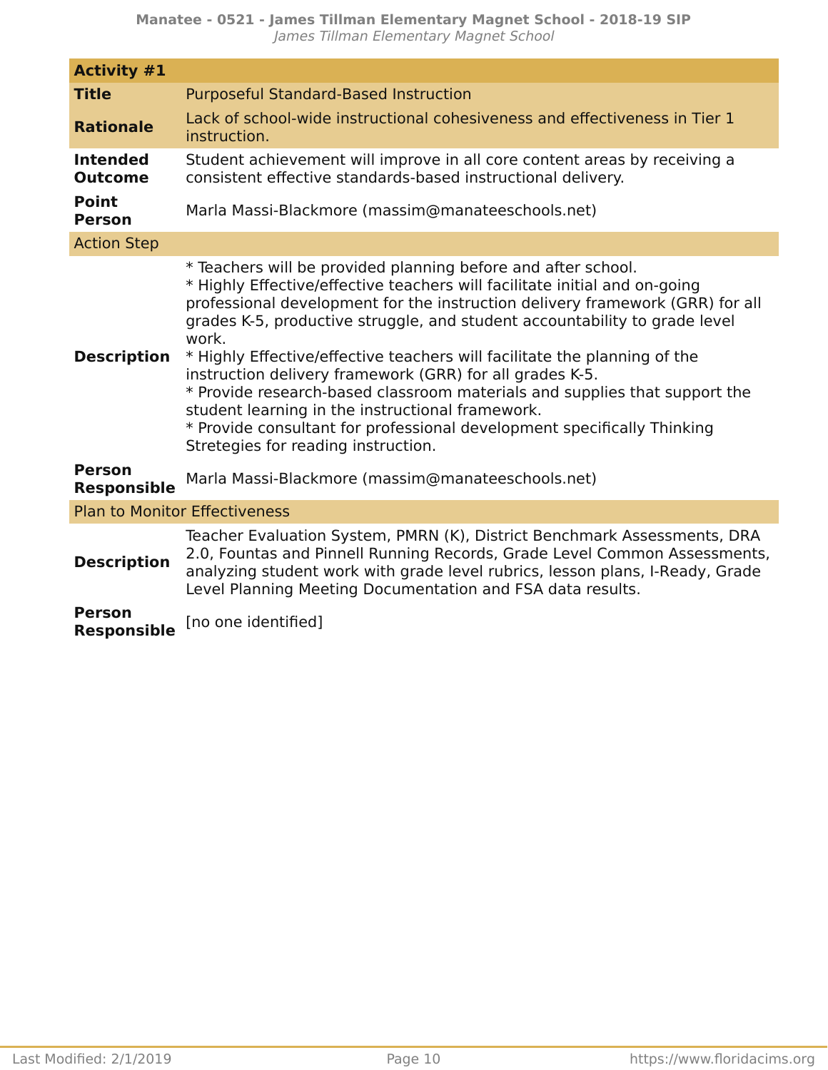| Activity #1 | |
|---|---|
| **Title** | Purposeful Standard-Based Instruction |
| **Rationale** | Lack of school-wide instructional cohesiveness and effectiveness in Tier 1 instruction. |
| **Intended Outcome** | Student achievement will improve in all core content areas by receiving a consistent effective standards-based instructional delivery. |
| **Point Person** | Marla Massi-Blackmore (massim@manateeschools.net) |
| Action Step | |
| **Description** | * Teachers will be provided planning before and after school.<br>* Highly Effective/effective teachers will facilitate initial and on-going professional development for the instruction delivery framework (GRR) for all grades K-5, productive struggle, and student accountability to grade level work.<br>* Highly Effective/effective teachers will facilitate the planning of the instruction delivery framework (GRR) for all grades K-5.<br>* Provide research-based classroom materials and supplies that support the student learning in the instructional framework.<br>* Provide consultant for professional development specifically Thinking Stretegies for reading instruction. |
| **Person Responsible** | Marla Massi-Blackmore (massim@manateeschools.net) |
| Plan to Monitor Effectiveness | |
| **Description** | Teacher Evaluation System, PMRN (K), District Benchmark Assessments, DRA 2.0, Fountas and Pinnell Running Records, Grade Level Common Assessments, analyzing student work with grade level rubrics, lesson plans, I-Ready, Grade Level Planning Meeting Documentation and FSA data results. |
| **Person Responsible** | [no one identified] |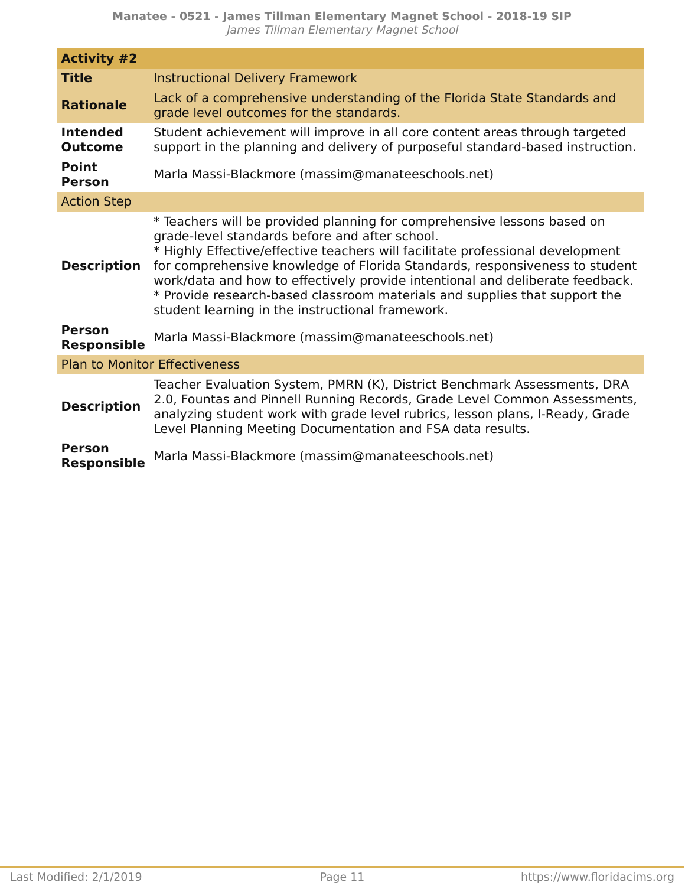| Activity #2 | |
|---|---|
| **Title** | Instructional Delivery Framework |
| **Rationale** | Lack of a comprehensive understanding of the Florida State Standards and grade level outcomes for the standards. |
| **Intended Outcome** | Student achievement will improve in all core content areas through targeted support in the planning and delivery of purposeful standard-based instruction. |
| **Point Person** | Marla Massi-Blackmore (massim@manateeschools.net) |
| Action Step | |
| **Description** | * Teachers will be provided planning for comprehensive lessons based on grade-level standards before and after school.<br>* Highly Effective/effective teachers will facilitate professional development for comprehensive knowledge of Florida Standards, responsiveness to student work/data and how to effectively provide intentional and deliberate feedback.<br>* Provide research-based classroom materials and supplies that support the student learning in the instructional framework. |
| **Person Responsible** | Marla Massi-Blackmore (massim@manateeschools.net) |
| Plan to Monitor Effectiveness | |
| **Description** | Teacher Evaluation System, PMRN (K), District Benchmark Assessments, DRA 2.0, Fountas and Pinnell Running Records, Grade Level Common Assessments, analyzing student work with grade level rubrics, lesson plans, I-Ready, Grade Level Planning Meeting Documentation and FSA data results. |
| **Person Responsible** | Marla Massi-Blackmore (massim@manateeschools.net) |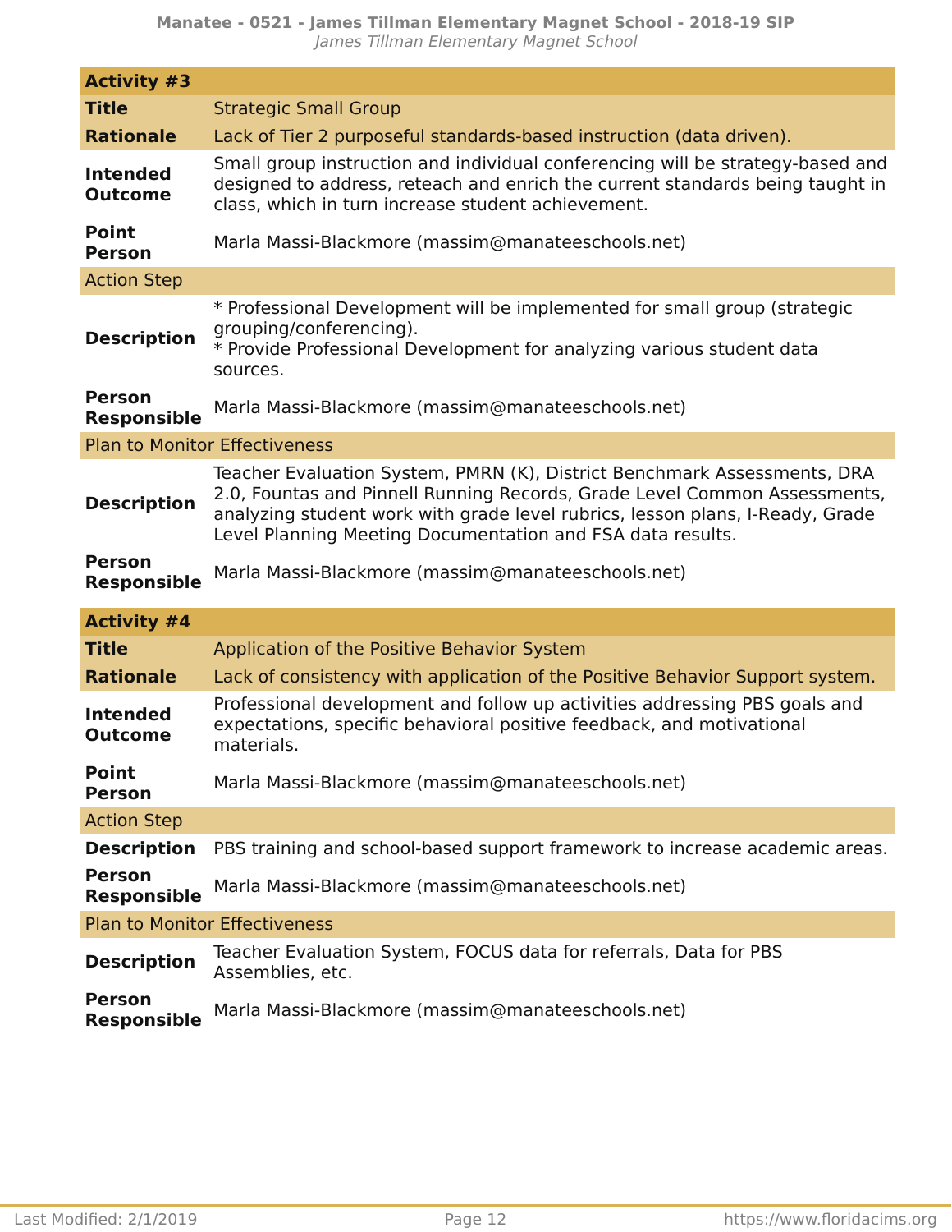| **Activity #3** | |
|---|---|
| **Title** | Strategic Small Group |
| **Rationale** | Lack of Tier 2 purposeful standards-based instruction (data driven). |
| **Intended Outcome** | Small group instruction and individual conferencing will be strategy-based and designed to address, reteach and enrich the current standards being taught in class, which in turn increase student achievement. |
| **Point Person** | Marla Massi-Blackmore (massim@manateeschools.net) |
| Action Step | |
| **Description** | * Professional Development will be implemented for small group (strategic grouping/conferencing).<br>* Provide Professional Development for analyzing various student data sources. |
| **Person Responsible** | Marla Massi-Blackmore (massim@manateeschools.net) |
| Plan to Monitor Effectiveness | |
| **Description** | Teacher Evaluation System, PMRN (K), District Benchmark Assessments, DRA 2.0, Fountas and Pinnell Running Records, Grade Level Common Assessments, analyzing student work with grade level rubrics, lesson plans, I-Ready, Grade Level Planning Meeting Documentation and FSA data results. |
| **Person Responsible** | Marla Massi-Blackmore (massim@manateeschools.net) |

| **Activity #4** | |
|---|---|
| **Title** | Application of the Positive Behavior System |
| **Rationale** | Lack of consistency with application of the Positive Behavior Support system. |
| **Intended Outcome** | Professional development and follow up activities addressing PBS goals and expectations, specific behavioral positive feedback, and motivational materials. |
| **Point Person** | Marla Massi-Blackmore (massim@manateeschools.net) |
| Action Step | |
| **Description** | PBS training and school-based support framework to increase academic areas. |
| **Person Responsible** | Marla Massi-Blackmore (massim@manateeschools.net) |
| Plan to Monitor Effectiveness | |
| **Description** | Teacher Evaluation System, FOCUS data for referrals, Data for PBS Assemblies, etc. |
| **Person Responsible** | Marla Massi-Blackmore (massim@manateeschools.net) |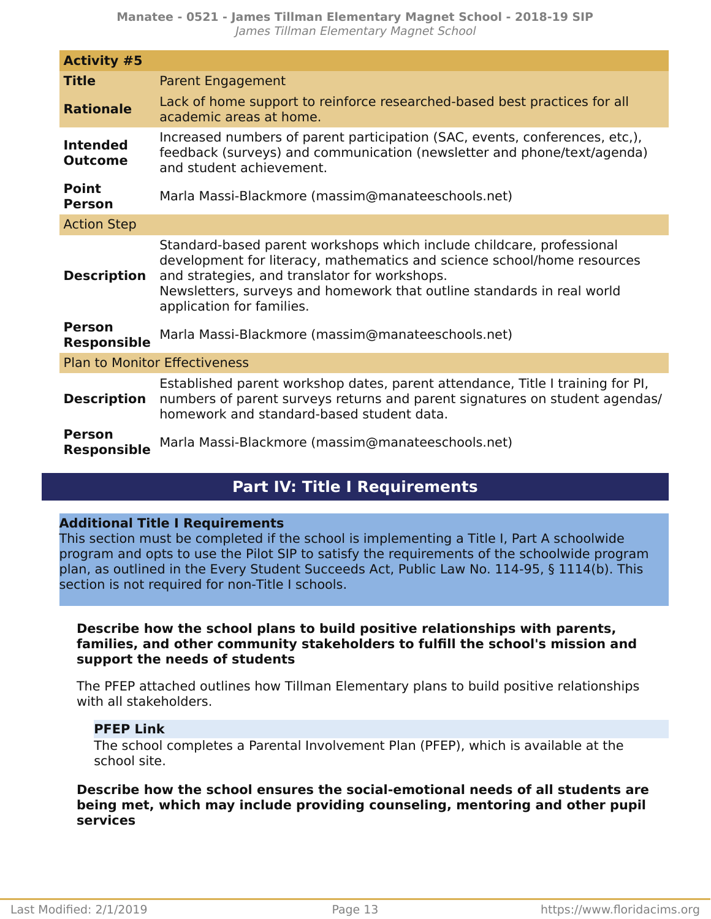| **Activity #5** | |
|---|---|
| **Title** | Parent Engagement |
| **Rationale** | Lack of home support to reinforce researched-based best practices for all academic areas at home. |
| **Intended Outcome** | Increased numbers of parent participation (SAC, events, conferences, etc,), feedback (surveys) and communication (newsletter and phone/text/agenda) and student achievement. |
| **Point Person** | Marla Massi-Blackmore (massim@manateeschools.net) |
| Action Step | |
| **Description** | Standard-based parent workshops which include childcare, professional development for literacy, mathematics and science school/home resources and strategies, and translator for workshops.<br>Newsletters, surveys and homework that outline standards in real world application for families. |
| **Person Responsible** | Marla Massi-Blackmore (massim@manateeschools.net) |
| Plan to Monitor Effectiveness | |
| **Description** | Established parent workshop dates, parent attendance, Title I training for PI, numbers of parent surveys returns and parent signatures on student agendas/ homework and standard-based student data. |
| **Person Responsible** | Marla Massi-Blackmore (massim@manateeschools.net) |

## Part IV: Title I Requirements

### Additional Title I Requirements

This section must be completed if the school is implementing a Title I, Part A schoolwide program and opts to use the Pilot SIP to satisfy the requirements of the schoolwide program plan, as outlined in the Every Student Succeeds Act, Public Law No. 114-95, § 1114(b). This section is not required for non-Title I schools.

**Describe how the school plans to build positive relationships with parents, families, and other community stakeholders to fulfill the school's mission and support the needs of students**

The PFEP attached outlines how Tillman Elementary plans to build positive relationships with all stakeholders.

**PFEP Link**

The school completes a Parental Involvement Plan (PFEP), which is available at the school site.

**Describe how the school ensures the social-emotional needs of all students are being met, which may include providing counseling, mentoring and other pupil services**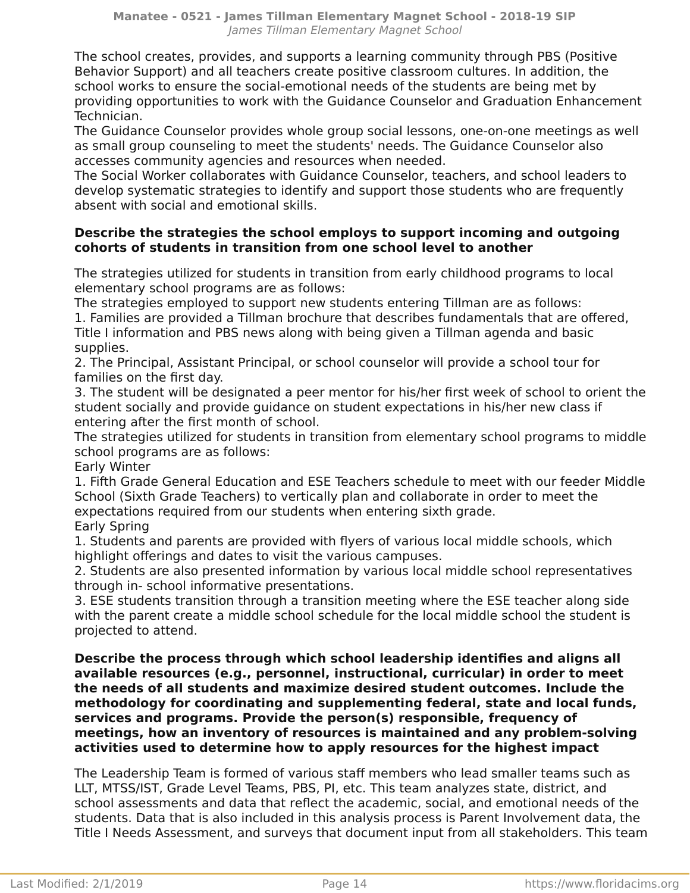The school creates, provides, and supports a learning community through PBS (Positive Behavior Support) and all teachers create positive classroom cultures. In addition, the school works to ensure the social-emotional needs of the students are being met by providing opportunities to work with the Guidance Counselor and Graduation Enhancement Technician.
The Guidance Counselor provides whole group social lessons, one-on-one meetings as well as small group counseling to meet the students' needs. The Guidance Counselor also accesses community agencies and resources when needed.
The Social Worker collaborates with Guidance Counselor, teachers, and school leaders to develop systematic strategies to identify and support those students who are frequently absent with social and emotional skills.

**Describe the strategies the school employs to support incoming and outgoing cohorts of students in transition from one school level to another**

The strategies utilized for students in transition from early childhood programs to local elementary school programs are as follows:
The strategies employed to support new students entering Tillman are as follows:
1. Families are provided a Tillman brochure that describes fundamentals that are offered, Title I information and PBS news along with being given a Tillman agenda and basic supplies.
2. The Principal, Assistant Principal, or school counselor will provide a school tour for families on the first day.
3. The student will be designated a peer mentor for his/her first week of school to orient the student socially and provide guidance on student expectations in his/her new class if entering after the first month of school.
The strategies utilized for students in transition from elementary school programs to middle school programs are as follows:
Early Winter
1. Fifth Grade General Education and ESE Teachers schedule to meet with our feeder Middle School (Sixth Grade Teachers) to vertically plan and collaborate in order to meet the expectations required from our students when entering sixth grade.
Early Spring
1. Students and parents are provided with flyers of various local middle schools, which highlight offerings and dates to visit the various campuses.
2. Students are also presented information by various local middle school representatives through in- school informative presentations.
3. ESE students transition through a transition meeting where the ESE teacher along side with the parent create a middle school schedule for the local middle school the student is projected to attend.

**Describe the process through which school leadership identifies and aligns all available resources (e.g., personnel, instructional, curricular) in order to meet the needs of all students and maximize desired student outcomes. Include the methodology for coordinating and supplementing federal, state and local funds, services and programs. Provide the person(s) responsible, frequency of meetings, how an inventory of resources is maintained and any problem-solving activities used to determine how to apply resources for the highest impact**

The Leadership Team is formed of various staff members who lead smaller teams such as LLT, MTSS/IST, Grade Level Teams, PBS, PI, etc. This team analyzes state, district, and school assessments and data that reflect the academic, social, and emotional needs of the students. Data that is also included in this analysis process is Parent Involvement data, the Title I Needs Assessment, and surveys that document input from all stakeholders. This team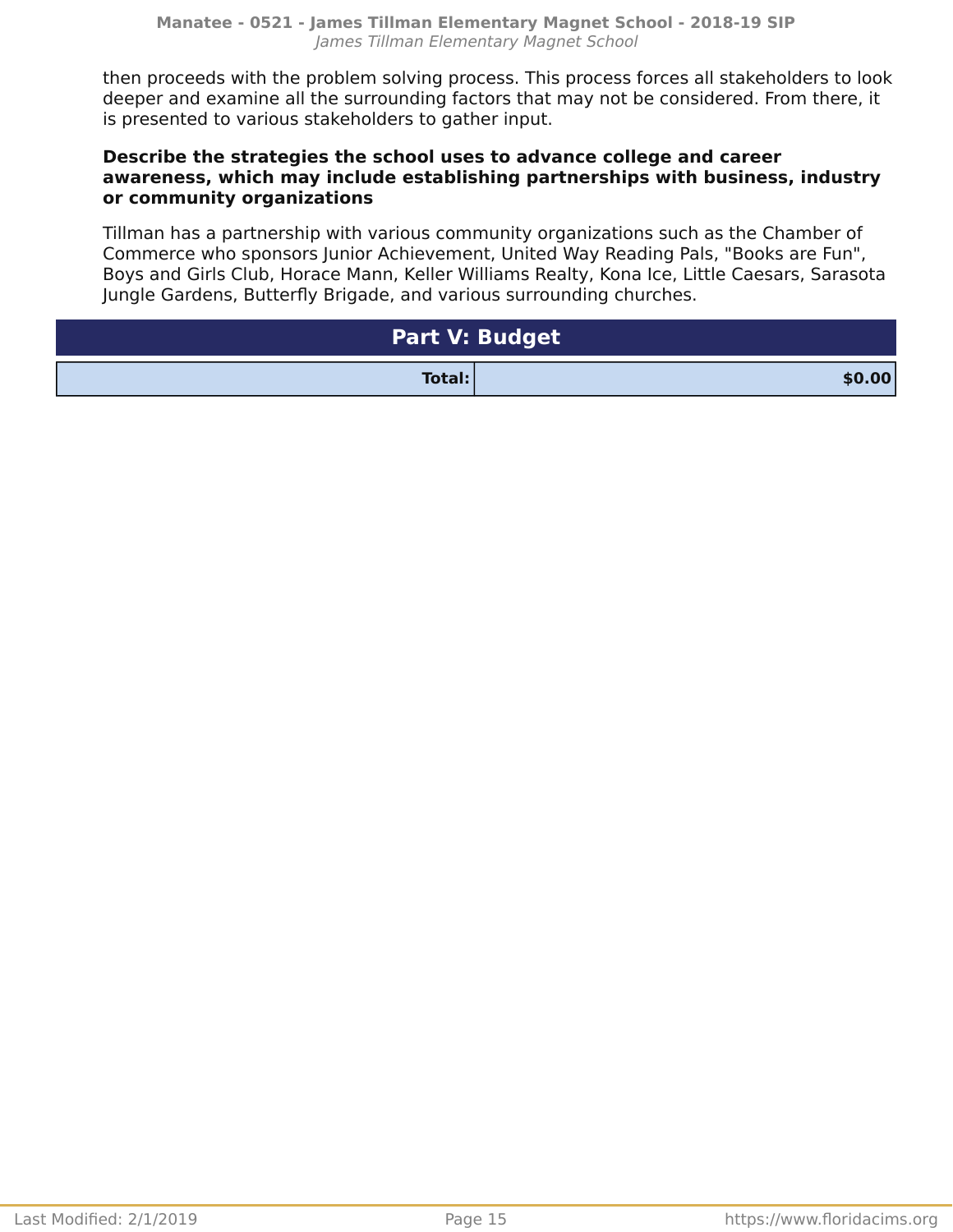then proceeds with the problem solving process. This process forces all stakeholders to look deeper and examine all the surrounding factors that may not be considered. From there, it is presented to various stakeholders to gather input.

**Describe the strategies the school uses to advance college and career awareness, which may include establishing partnerships with business, industry or community organizations**

Tillman has a partnership with various community organizations such as the Chamber of Commerce who sponsors Junior Achievement, United Way Reading Pals, "Books are Fun", Boys and Girls Club, Horace Mann, Keller Williams Realty, Kona Ice, Little Caesars, Sarasota Jungle Gardens, Butterfly Brigade, and various surrounding churches.

## Part V: Budget

| | |
|---|---|
| **Total:** | **$0.00** |